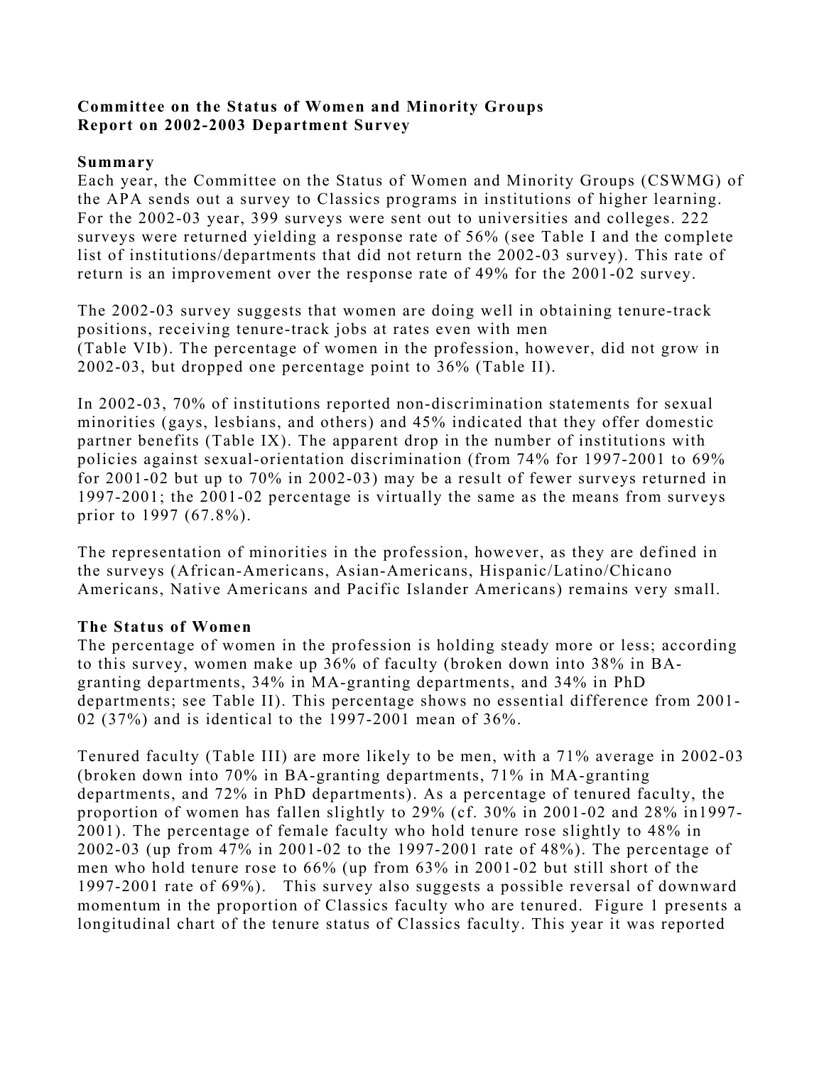**Committee on the Status of Women and Minority Groups**
**Report on 2002-2003 Department Survey**

## Summary

Each year, the Committee on the Status of Women and Minority Groups (CSWMG) of the APA sends out a survey to Classics programs in institutions of higher learning. For the 2002-03 year, 399 surveys were sent out to universities and colleges. 222 surveys were returned yielding a response rate of 56% (see Table I and the complete list of institutions/departments that did not return the 2002-03 survey). This rate of return is an improvement over the response rate of 49% for the 2001-02 survey.

The 2002-03 survey suggests that women are doing well in obtaining tenure-track positions, receiving tenure-track jobs at rates even with men (Table VIb). The percentage of women in the profession, however, did not grow in 2002-03, but dropped one percentage point to 36% (Table II).

In 2002-03, 70% of institutions reported non-discrimination statements for sexual minorities (gays, lesbians, and others) and 45% indicated that they offer domestic partner benefits (Table IX). The apparent drop in the number of institutions with policies against sexual-orientation discrimination (from 74% for 1997-2001 to 69% for 2001-02 but up to 70% in 2002-03) may be a result of fewer surveys returned in 1997-2001; the 2001-02 percentage is virtually the same as the means from surveys prior to 1997 (67.8%).

The representation of minorities in the profession, however, as they are defined in the surveys (African-Americans, Asian-Americans, Hispanic/Latino/Chicano Americans, Native Americans and Pacific Islander Americans) remains very small.

## The Status of Women

The percentage of women in the profession is holding steady more or less; according to this survey, women make up 36% of faculty (broken down into 38% in BA-granting departments, 34% in MA-granting departments, and 34% in PhD departments; see Table II). This percentage shows no essential difference from 2001-02 (37%) and is identical to the 1997-2001 mean of 36%.

Tenured faculty (Table III) are more likely to be men, with a 71% average in 2002-03 (broken down into 70% in BA-granting departments, 71% in MA-granting departments, and 72% in PhD departments). As a percentage of tenured faculty, the proportion of women has fallen slightly to 29% (cf. 30% in 2001-02 and 28% in1997-2001). The percentage of female faculty who hold tenure rose slightly to 48% in 2002-03 (up from 47% in 2001-02 to the 1997-2001 rate of 48%). The percentage of men who hold tenure rose to 66% (up from 63% in 2001-02 but still short of the 1997-2001 rate of 69%). This survey also suggests a possible reversal of downward momentum in the proportion of Classics faculty who are tenured. Figure 1 presents a longitudinal chart of the tenure status of Classics faculty. This year it was reported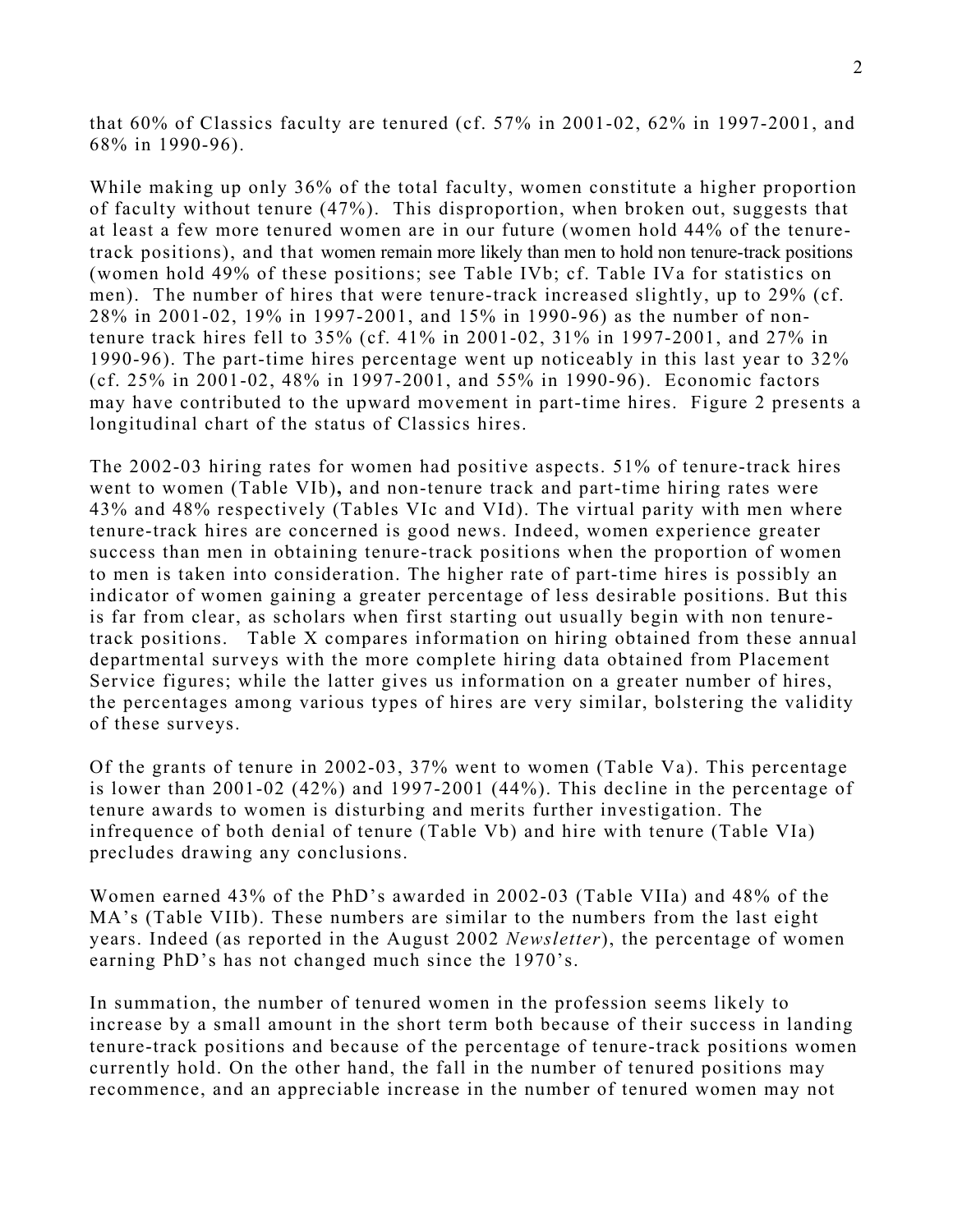that 60% of Classics faculty are tenured (cf. 57% in 2001-02, 62% in 1997-2001, and 68% in 1990-96).

While making up only 36% of the total faculty, women constitute a higher proportion of faculty without tenure (47%). This disproportion, when broken out, suggests that at least a few more tenured women are in our future (women hold 44% of the tenure-track positions), and that women remain more likely than men to hold non tenure-track positions (women hold 49% of these positions; see Table IVb; cf. Table IVa for statistics on men). The number of hires that were tenure-track increased slightly, up to 29% (cf. 28% in 2001-02, 19% in 1997-2001, and 15% in 1990-96) as the number of non-tenure track hires fell to 35% (cf. 41% in 2001-02, 31% in 1997-2001, and 27% in 1990-96). The part-time hires percentage went up noticeably in this last year to 32% (cf. 25% in 2001-02, 48% in 1997-2001, and 55% in 1990-96). Economic factors may have contributed to the upward movement in part-time hires. Figure 2 presents a longitudinal chart of the status of Classics hires.

The 2002-03 hiring rates for women had positive aspects. 51% of tenure-track hires went to women (Table VIb), and non-tenure track and part-time hiring rates were 43% and 48% respectively (Tables VIc and VId). The virtual parity with men where tenure-track hires are concerned is good news. Indeed, women experience greater success than men in obtaining tenure-track positions when the proportion of women to men is taken into consideration. The higher rate of part-time hires is possibly an indicator of women gaining a greater percentage of less desirable positions. But this is far from clear, as scholars when first starting out usually begin with non tenure-track positions. Table X compares information on hiring obtained from these annual departmental surveys with the more complete hiring data obtained from Placement Service figures; while the latter gives us information on a greater number of hires, the percentages among various types of hires are very similar, bolstering the validity of these surveys.

Of the grants of tenure in 2002-03, 37% went to women (Table Va). This percentage is lower than 2001-02 (42%) and 1997-2001 (44%). This decline in the percentage of tenure awards to women is disturbing and merits further investigation. The infrequence of both denial of tenure (Table Vb) and hire with tenure (Table VIa) precludes drawing any conclusions.

Women earned 43% of the PhD's awarded in 2002-03 (Table VIIa) and 48% of the MA's (Table VIIb). These numbers are similar to the numbers from the last eight years. Indeed (as reported in the August 2002 *Newsletter*), the percentage of women earning PhD's has not changed much since the 1970's.

In summation, the number of tenured women in the profession seems likely to increase by a small amount in the short term both because of their success in landing tenure-track positions and because of the percentage of tenure-track positions women currently hold. On the other hand, the fall in the number of tenured positions may recommence, and an appreciable increase in the number of tenured women may not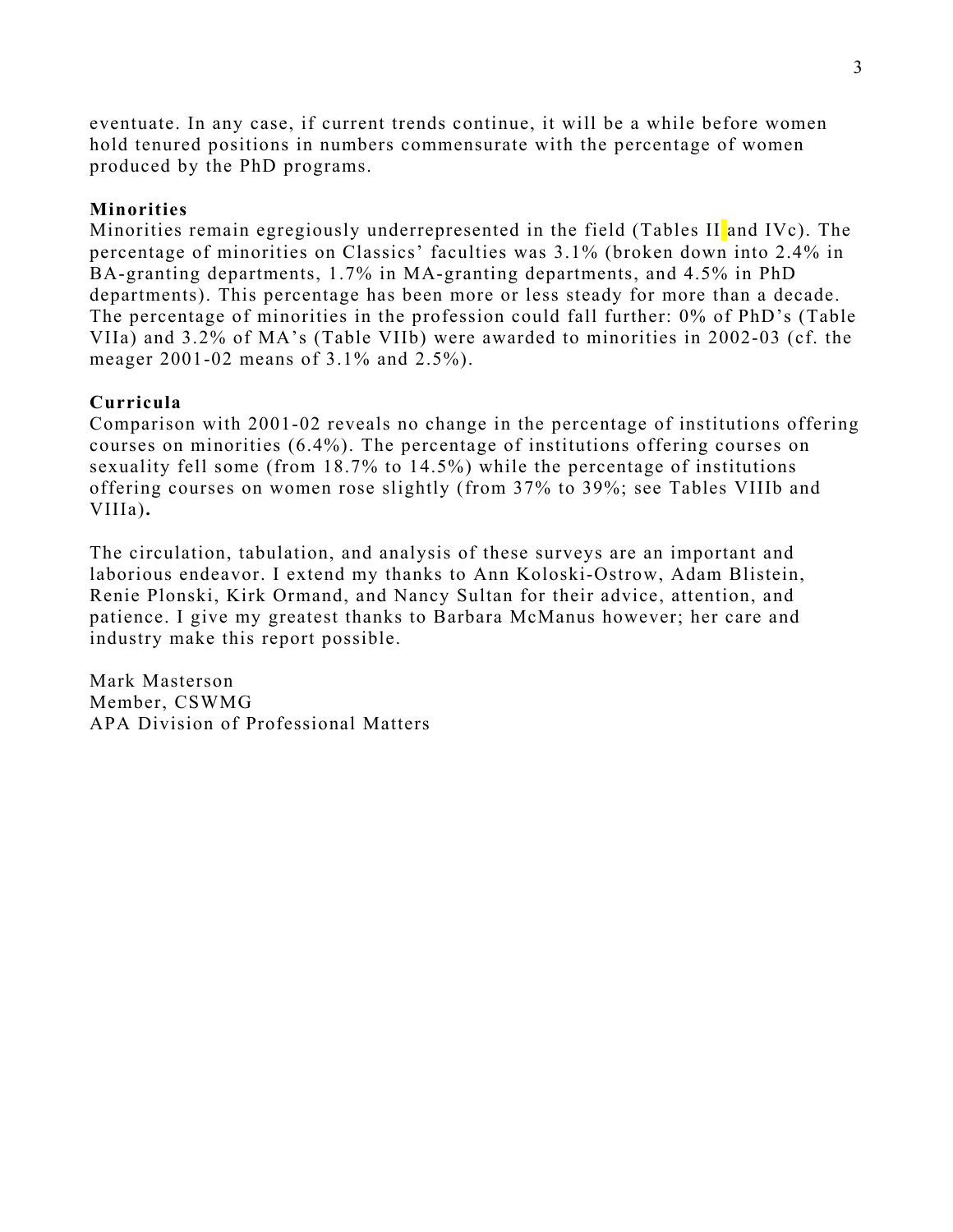eventuate. In any case, if current trends continue, it will be a while before women hold tenured positions in numbers commensurate with the percentage of women produced by the PhD programs.

**Minorities**

Minorities remain egregiously underrepresented in the field (Tables II and IVc). The percentage of minorities on Classics' faculties was 3.1% (broken down into 2.4% in BA-granting departments, 1.7% in MA-granting departments, and 4.5% in PhD departments). This percentage has been more or less steady for more than a decade. The percentage of minorities in the profession could fall further: 0% of PhD's (Table VIIa) and 3.2% of MA's (Table VIIb) were awarded to minorities in 2002-03 (cf. the meager 2001-02 means of 3.1% and 2.5%).

**Curricula**

Comparison with 2001-02 reveals no change in the percentage of institutions offering courses on minorities (6.4%). The percentage of institutions offering courses on sexuality fell some (from 18.7% to 14.5%) while the percentage of institutions offering courses on women rose slightly (from 37% to 39%; see Tables VIIIb and VIIIa)**.**

The circulation, tabulation, and analysis of these surveys are an important and laborious endeavor. I extend my thanks to Ann Koloski-Ostrow, Adam Blistein, Renie Plonski, Kirk Ormand, and Nancy Sultan for their advice, attention, and patience. I give my greatest thanks to Barbara McManus however; her care and industry make this report possible.

Mark Masterson  
Member, CSWMG  
APA Division of Professional Matters